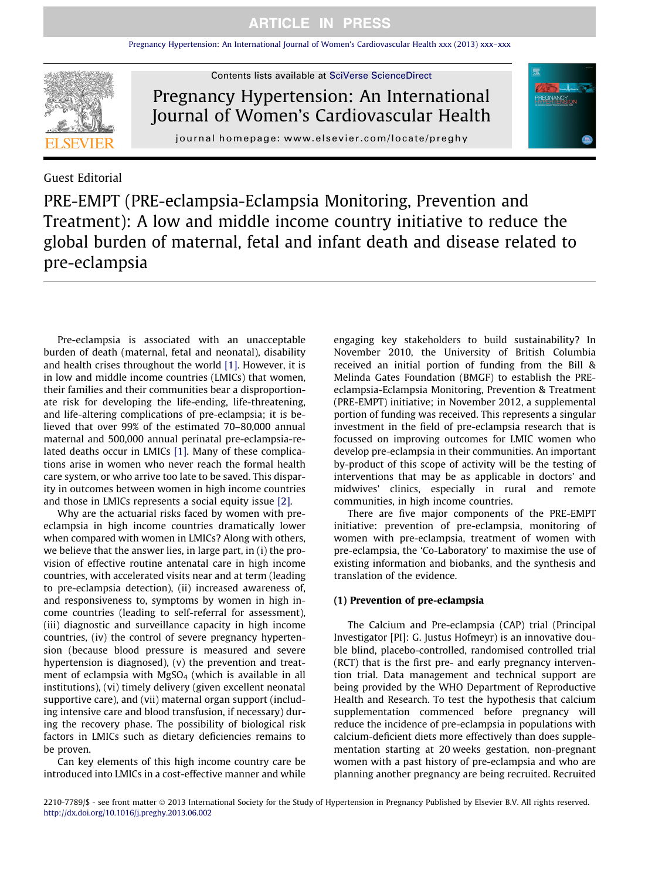Guest Editorial

# PRE-EMPT (PRE-eclampsia-Eclampsia Monitoring, Prevention and Treatment): A low and middle income country initiative to reduce the global burden of maternal, fetal and infant death and disease related to pre-eclampsia

Pre-eclampsia is associated with an unacceptable burden of death (maternal, fetal and neonatal), disability and health crises throughout the world [1]. However, it is in low and middle income countries (LMICs) that women, their families and their communities bear a disproportionate risk for developing the life-ending, life-threatening, and life-altering complications of pre-eclampsia; it is believed that over 99% of the estimated 70–80,000 annual maternal and 500,000 annual perinatal pre-eclampsia-related deaths occur in LMICs [1]. Many of these complications arise in women who never reach the formal health care system, or who arrive too late to be saved. This disparity in outcomes between women in high income countries and those in LMICs represents a social equity issue [2].

Why are the actuarial risks faced by women with pre-eclampsia in high income countries dramatically lower when compared with women in LMICs? Along with others, we believe that the answer lies, in large part, in (i) the provision of effective routine antenatal care in high income countries, with accelerated visits near and at term (leading to pre-eclampsia detection), (ii) increased awareness of, and responsiveness to, symptoms by women in high income countries (leading to self-referral for assessment), (iii) diagnostic and surveillance capacity in high income countries, (iv) the control of severe pregnancy hypertension (because blood pressure is measured and severe hypertension is diagnosed), (v) the prevention and treatment of eclampsia with $MgSO_4$ (which is available in all institutions), (vi) timely delivery (given excellent neonatal supportive care), and (vii) maternal organ support (including intensive care and blood transfusion, if necessary) during the recovery phase. The possibility of biological risk factors in LMICs such as dietary deficiencies remains to be proven.

Can key elements of this high income country care be introduced into LMICs in a cost-effective manner and while engaging key stakeholders to build sustainability? In November 2010, the University of British Columbia received an initial portion of funding from the Bill & Melinda Gates Foundation (BMGF) to establish the PRE-eclampsia-Eclampsia Monitoring, Prevention & Treatment (PRE-EMPT) initiative; in November 2012, a supplemental portion of funding was received. This represents a singular investment in the field of pre-eclampsia research that is focussed on improving outcomes for LMIC women who develop pre-eclampsia in their communities. An important by-product of this scope of activity will be the testing of interventions that may be as applicable in doctors' and midwives' clinics, especially in rural and remote communities, in high income countries.

There are five major components of the PRE-EMPT initiative: prevention of pre-eclampsia, monitoring of women with pre-eclampsia, treatment of women with pre-eclampsia, the 'Co-Laboratory' to maximise the use of existing information and biobanks, and the synthesis and translation of the evidence.

**(1) Prevention of pre-eclampsia**

The Calcium and Pre-eclampsia (CAP) trial (Principal Investigator [PI]: G. Justus Hofmeyr) is an innovative double blind, placebo-controlled, randomised controlled trial (RCT) that is the first pre- and early pregnancy intervention trial. Data management and technical support are being provided by the WHO Department of Reproductive Health and Research. To test the hypothesis that calcium supplementation commenced before pregnancy will reduce the incidence of pre-eclampsia in populations with calcium-deficient diets more effectively than does supplementation starting at 20 weeks gestation, non-pregnant women with a past history of pre-eclampsia and who are planning another pregnancy are being recruited. Recruited

2210-7789/$ - see front matter © 2013 International Society for the Study of Hypertension in Pregnancy Published by Elsevier B.V. All rights reserved.
http://dx.doi.org/10.1016/j.preghy.2013.06.002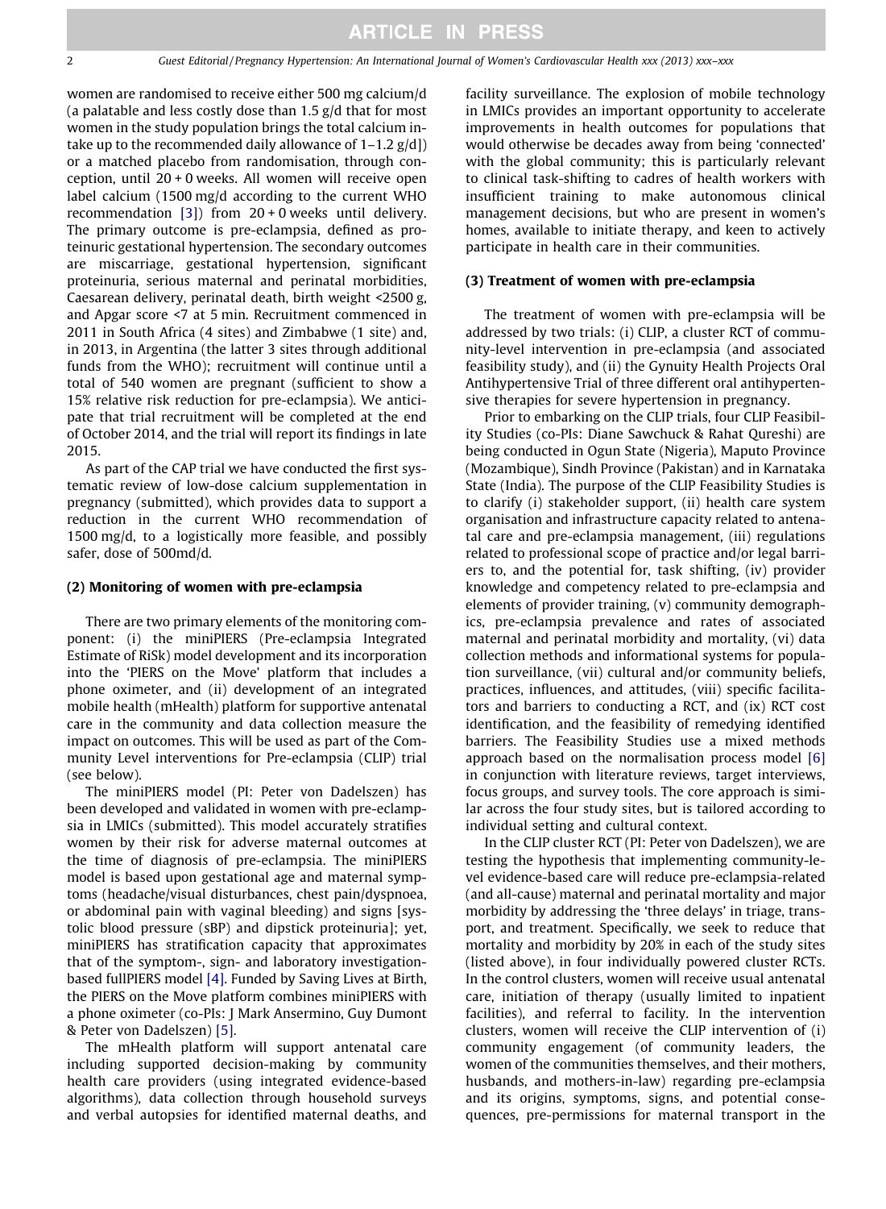women are randomised to receive either 500 mg calcium/d (a palatable and less costly dose than 1.5 g/d that for most women in the study population brings the total calcium intake up to the recommended daily allowance of 1–1.2 g/d]) or a matched placebo from randomisation, through conception, until 20 + 0 weeks. All women will receive open label calcium (1500 mg/d according to the current WHO recommendation [3]) from 20 + 0 weeks until delivery. The primary outcome is pre-eclampsia, defined as proteinuric gestational hypertension. The secondary outcomes are miscarriage, gestational hypertension, significant proteinuria, serious maternal and perinatal morbidities, Caesarean delivery, perinatal death, birth weight <2500 g, and Apgar score <7 at 5 min. Recruitment commenced in 2011 in South Africa (4 sites) and Zimbabwe (1 site) and, in 2013, in Argentina (the latter 3 sites through additional funds from the WHO); recruitment will continue until a total of 540 women are pregnant (sufficient to show a 15% relative risk reduction for pre-eclampsia). We anticipate that trial recruitment will be completed at the end of October 2014, and the trial will report its findings in late 2015.

As part of the CAP trial we have conducted the first systematic review of low-dose calcium supplementation in pregnancy (submitted), which provides data to support a reduction in the current WHO recommendation of 1500 mg/d, to a logistically more feasible, and possibly safer, dose of 500md/d.

#### (2) Monitoring of women with pre-eclampsia

There are two primary elements of the monitoring component: (i) the miniPIERS (Pre-eclampsia Integrated Estimate of RiSk) model development and its incorporation into the 'PIERS on the Move' platform that includes a phone oximeter, and (ii) development of an integrated mobile health (mHealth) platform for supportive antenatal care in the community and data collection measure the impact on outcomes. This will be used as part of the Community Level interventions for Pre-eclampsia (CLIP) trial (see below).

The miniPIERS model (PI: Peter von Dadelszen) has been developed and validated in women with pre-eclampsia in LMICs (submitted). This model accurately stratifies women by their risk for adverse maternal outcomes at the time of diagnosis of pre-eclampsia. The miniPIERS model is based upon gestational age and maternal symptoms (headache/visual disturbances, chest pain/dyspnoea, or abdominal pain with vaginal bleeding) and signs [systolic blood pressure (sBP) and dipstick proteinuria]; yet, miniPIERS has stratification capacity that approximates that of the symptom-, sign- and laboratory investigation-based fullPIERS model [4]. Funded by Saving Lives at Birth, the PIERS on the Move platform combines miniPIERS with a phone oximeter (co-PIs: J Mark Ansermino, Guy Dumont & Peter von Dadelszen) [5].

The mHealth platform will support antenatal care including supported decision-making by community health care providers (using integrated evidence-based algorithms), data collection through household surveys and verbal autopsies for identified maternal deaths, and facility surveillance. The explosion of mobile technology in LMICs provides an important opportunity to accelerate improvements in health outcomes for populations that would otherwise be decades away from being 'connected' with the global community; this is particularly relevant to clinical task-shifting to cadres of health workers with insufficient training to make autonomous clinical management decisions, but who are present in women's homes, available to initiate therapy, and keen to actively participate in health care in their communities.

#### (3) Treatment of women with pre-eclampsia

The treatment of women with pre-eclampsia will be addressed by two trials: (i) CLIP, a cluster RCT of community-level intervention in pre-eclampsia (and associated feasibility study), and (ii) the Gynuity Health Projects Oral Antihypertensive Trial of three different oral antihypertensive therapies for severe hypertension in pregnancy.

Prior to embarking on the CLIP trials, four CLIP Feasibility Studies (co-PIs: Diane Sawchuck & Rahat Qureshi) are being conducted in Ogun State (Nigeria), Maputo Province (Mozambique), Sindh Province (Pakistan) and in Karnataka State (India). The purpose of the CLIP Feasibility Studies is to clarify (i) stakeholder support, (ii) health care system organisation and infrastructure capacity related to antenatal care and pre-eclampsia management, (iii) regulations related to professional scope of practice and/or legal barriers to, and the potential for, task shifting, (iv) provider knowledge and competency related to pre-eclampsia and elements of provider training, (v) community demographics, pre-eclampsia prevalence and rates of associated maternal and perinatal morbidity and mortality, (vi) data collection methods and informational systems for population surveillance, (vii) cultural and/or community beliefs, practices, influences, and attitudes, (viii) specific facilitators and barriers to conducting a RCT, and (ix) RCT cost identification, and the feasibility of remedying identified barriers. The Feasibility Studies use a mixed methods approach based on the normalisation process model [6] in conjunction with literature reviews, target interviews, focus groups, and survey tools. The core approach is similar across the four study sites, but is tailored according to individual setting and cultural context.

In the CLIP cluster RCT (PI: Peter von Dadelszen), we are testing the hypothesis that implementing community-level evidence-based care will reduce pre-eclampsia-related (and all-cause) maternal and perinatal mortality and major morbidity by addressing the 'three delays' in triage, transport, and treatment. Specifically, we seek to reduce that mortality and morbidity by 20% in each of the study sites (listed above), in four individually powered cluster RCTs. In the control clusters, women will receive usual antenatal care, initiation of therapy (usually limited to inpatient facilities), and referral to facility. In the intervention clusters, women will receive the CLIP intervention of (i) community engagement (of community leaders, the women of the communities themselves, and their mothers, husbands, and mothers-in-law) regarding pre-eclampsia and its origins, symptoms, signs, and potential consequences, pre-permissions for maternal transport in the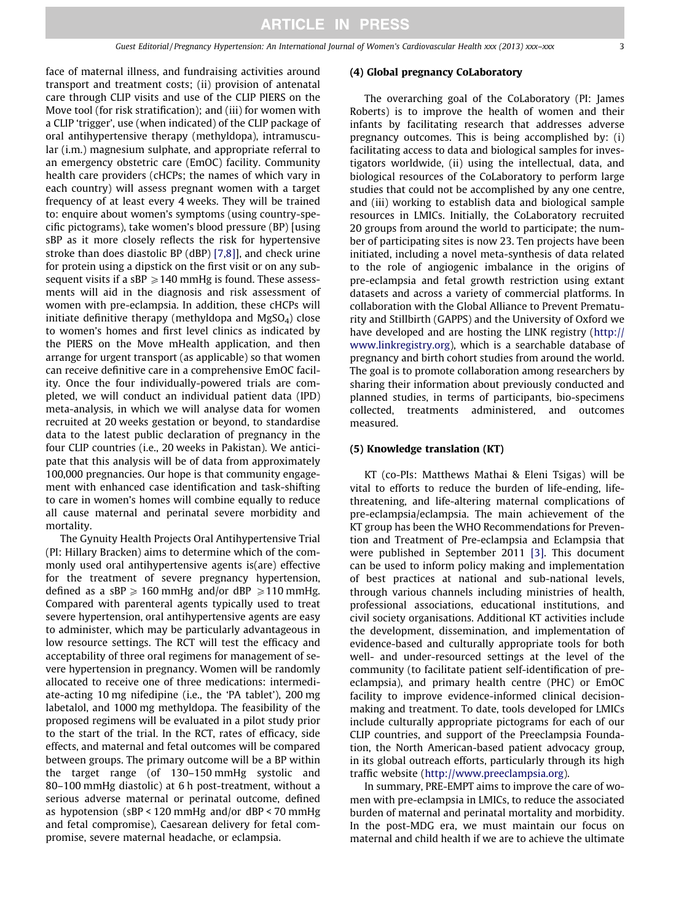face of maternal illness, and fundraising activities around transport and treatment costs; (ii) provision of antenatal care through CLIP visits and use of the CLIP PIERS on the Move tool (for risk stratification); and (iii) for women with a CLIP 'trigger', use (when indicated) of the CLIP package of oral antihypertensive therapy (methyldopa), intramuscular (i.m.) magnesium sulphate, and appropriate referral to an emergency obstetric care (EmOC) facility. Community health care providers (cHCPs; the names of which vary in each country) will assess pregnant women with a target frequency of at least every 4 weeks. They will be trained to: enquire about women's symptoms (using country-specific pictograms), take women's blood pressure (BP) [using sBP as it more closely reflects the risk for hypertensive stroke than does diastolic BP (dBP) [7,8]], and check urine for protein using a dipstick on the first visit or on any subsequent visits if a sBP $\geqslant 140$ mmHg is found. These assessments will aid in the diagnosis and risk assessment of women with pre-eclampsia. In addition, these cHCPs will initiate definitive therapy (methyldopa and $MgSO_4$) close to women's homes and first level clinics as indicated by the PIERS on the Move mHealth application, and then arrange for urgent transport (as applicable) so that women can receive definitive care in a comprehensive EmOC facility. Once the four individually-powered trials are completed, we will conduct an individual patient data (IPD) meta-analysis, in which we will analyse data for women recruited at 20 weeks gestation or beyond, to standardise data to the latest public declaration of pregnancy in the four CLIP countries (i.e., 20 weeks in Pakistan). We anticipate that this analysis will be of data from approximately 100,000 pregnancies. Our hope is that community engagement with enhanced case identification and task-shifting to care in women's homes will combine equally to reduce all cause maternal and perinatal severe morbidity and mortality.

The Gynuity Health Projects Oral Antihypertensive Trial (PI: Hillary Bracken) aims to determine which of the commonly used oral antihypertensive agents is(are) effective for the treatment of severe pregnancy hypertension, defined as a sBP $\geqslant$ 160 mmHg and/or dBP $\geqslant$110 mmHg. Compared with parenteral agents typically used to treat severe hypertension, oral antihypertensive agents are easy to administer, which may be particularly advantageous in low resource settings. The RCT will test the efficacy and acceptability of three oral regimens for management of severe hypertension in pregnancy. Women will be randomly allocated to receive one of three medications: intermediate-acting 10 mg nifedipine (i.e., the 'PA tablet'), 200 mg labetalol, and 1000 mg methyldopa. The feasibility of the proposed regimens will be evaluated in a pilot study prior to the start of the trial. In the RCT, rates of efficacy, side effects, and maternal and fetal outcomes will be compared between groups. The primary outcome will be a BP within the target range (of 130–150 mmHg systolic and 80–100 mmHg diastolic) at 6 h post-treatment, without a serious adverse maternal or perinatal outcome, defined as hypotension (sBP < 120 mmHg and/or dBP < 70 mmHg and fetal compromise), Caesarean delivery for fetal compromise, severe maternal headache, or eclampsia.

### (4) Global pregnancy CoLaboratory

The overarching goal of the CoLaboratory (PI: James Roberts) is to improve the health of women and their infants by facilitating research that addresses adverse pregnancy outcomes. This is being accomplished by: (i) facilitating access to data and biological samples for investigators worldwide, (ii) using the intellectual, data, and biological resources of the CoLaboratory to perform large studies that could not be accomplished by any one centre, and (iii) working to establish data and biological sample resources in LMICs. Initially, the CoLaboratory recruited 20 groups from around the world to participate; the number of participating sites is now 23. Ten projects have been initiated, including a novel meta-synthesis of data related to the role of angiogenic imbalance in the origins of pre-eclampsia and fetal growth restriction using extant datasets and across a variety of commercial platforms. In collaboration with the Global Alliance to Prevent Prematurity and Stillbirth (GAPPS) and the University of Oxford we have developed and are hosting the LINK registry (http://www.linkregistry.org), which is a searchable database of pregnancy and birth cohort studies from around the world. The goal is to promote collaboration among researchers by sharing their information about previously conducted and planned studies, in terms of participants, bio-specimens collected, treatments administered, and outcomes measured.

### (5) Knowledge translation (KT)

KT (co-PIs: Matthews Mathai & Eleni Tsigas) will be vital to efforts to reduce the burden of life-ending, life-threatening, and life-altering maternal complications of pre-eclampsia/eclampsia. The main achievement of the KT group has been the WHO Recommendations for Prevention and Treatment of Pre-eclampsia and Eclampsia that were published in September 2011 [3]. This document can be used to inform policy making and implementation of best practices at national and sub-national levels, through various channels including ministries of health, professional associations, educational institutions, and civil society organisations. Additional KT activities include the development, dissemination, and implementation of evidence-based and culturally appropriate tools for both well- and under-resourced settings at the level of the community (to facilitate patient self-identification of pre-eclampsia), and primary health centre (PHC) or EmOC facility to improve evidence-informed clinical decision-making and treatment. To date, tools developed for LMICs include culturally appropriate pictograms for each of our CLIP countries, and support of the Preeclampsia Foundation, the North American-based patient advocacy group, in its global outreach efforts, particularly through its high traffic website (http://www.preeclampsia.org).

In summary, PRE-EMPT aims to improve the care of women with pre-eclampsia in LMICs, to reduce the associated burden of maternal and perinatal mortality and morbidity. In the post-MDG era, we must maintain our focus on maternal and child health if we are to achieve the ultimate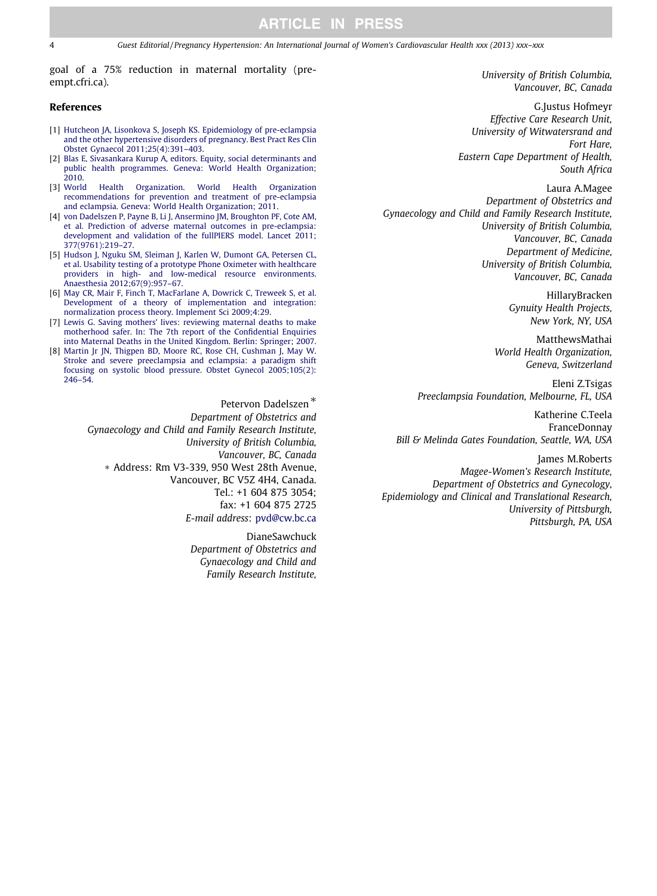goal of a 75% reduction in maternal mortality (pre-empt.cfri.ca).

## References

[1] Hutcheon JA, Lisonkova S, Joseph KS. Epidemiology of pre-eclampsia and the other hypertensive disorders of pregnancy. Best Pract Res Clin Obstet Gynaecol 2011;25(4):391–403.

[2] Blas E, Sivasankara Kurup A, editors. Equity, social determinants and public health programmes. Geneva: World Health Organization; 2010.

[3] World Health Organization. World Health Organization recommendations for prevention and treatment of pre-eclampsia and eclampsia. Geneva: World Health Organization; 2011.

[4] von Dadelszen P, Payne B, Li J, Ansermino JM, Broughton PF, Cote AM, et al. Prediction of adverse maternal outcomes in pre-eclampsia: development and validation of the fullPIERS model. Lancet 2011; 377(9761):219–27.

[5] Hudson J, Nguku SM, Sleiman J, Karlen W, Dumont GA, Petersen CL, et al. Usability testing of a prototype Phone Oximeter with healthcare providers in high- and low-medical resource environments. Anaesthesia 2012;67(9):957–67.

[6] May CR, Mair F, Finch T, MacFarlane A, Dowrick C, Treweek S, et al. Development of a theory of implementation and integration: normalization process theory. Implement Sci 2009;4:29.

[7] Lewis G. Saving mothers' lives: reviewing maternal deaths to make motherhood safer. In: The 7th report of the Confidential Enquiries into Maternal Deaths in the United Kingdom. Berlin: Springer; 2007.

[8] Martin Jr JN, Thigpen BD, Moore RC, Rose CH, Cushman J, May W. Stroke and severe preeclampsia and eclampsia: a paradigm shift focusing on systolic blood pressure. Obstet Gynecol 2005;105(2): 246–54.

Peter von Dadelszen *
*Department of Obstetrics and Gynaecology and Child and Family Research Institute, University of British Columbia, Vancouver, BC, Canada*
* Address: Rm V3-339, 950 West 28th Avenue, Vancouver, BC V5Z 4H4, Canada. Tel.: +1 604 875 3054; fax: +1 604 875 2725
*E-mail address:* pvd@cw.bc.ca

Diane Sawchuck
*Department of Obstetrics and Gynaecology and Child and Family Research Institute, University of British Columbia, Vancouver, BC, Canada*

G. Justus Hofmeyr
*Effective Care Research Unit, University of Witwatersrand and Fort Hare, Eastern Cape Department of Health, South Africa*

Laura A. Magee
*Department of Obstetrics and Gynaecology and Child and Family Research Institute, University of British Columbia, Vancouver, BC, Canada*
*Department of Medicine, University of British Columbia, Vancouver, BC, Canada*

Hillary Bracken
*Gynuity Health Projects, New York, NY, USA*

Matthews Mathai
*World Health Organization, Geneva, Switzerland*

Eleni Z. Tsigas
*Preeclampsia Foundation, Melbourne, FL, USA*

Katherine C. Teela
France Donnay
*Bill & Melinda Gates Foundation, Seattle, WA, USA*

James M. Roberts
*Magee-Women's Research Institute, Department of Obstetrics and Gynecology, Epidemiology and Clinical and Translational Research, University of Pittsburgh, Pittsburgh, PA, USA*